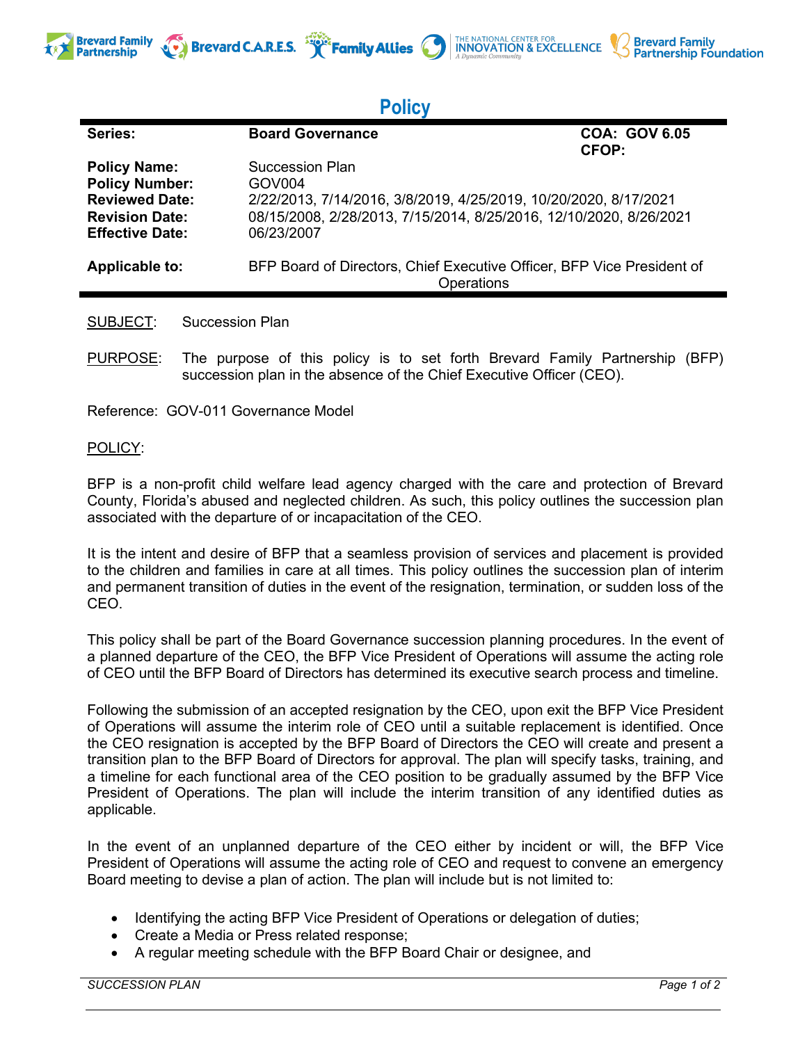# Policy

| Series: | Board Governance | COA: GOV 6.05 CFOP: |
|---|---|---|
| Policy Name: | Succession Plan | |
| Policy Number: | GOV004 | |
| Reviewed Date: | 2/22/2013, 7/14/2016, 3/8/2019, 4/25/2019, 10/20/2020, 8/17/2021 | |
| Revision Date: | 08/15/2008, 2/28/2013, 7/15/2014, 8/25/2016, 12/10/2020, 8/26/2021 | |
| Effective Date: | 06/23/2007 | |
| Applicable to: | BFP Board of Directors, Chief Executive Officer, BFP Vice President of Operations | |

SUBJECT: Succession Plan

PURPOSE: The purpose of this policy is to set forth Brevard Family Partnership (BFP) succession plan in the absence of the Chief Executive Officer (CEO).

Reference: GOV-011 Governance Model

POLICY:

BFP is a non-profit child welfare lead agency charged with the care and protection of Brevard County, Florida's abused and neglected children. As such, this policy outlines the succession plan associated with the departure of or incapacitation of the CEO.

It is the intent and desire of BFP that a seamless provision of services and placement is provided to the children and families in care at all times. This policy outlines the succession plan of interim and permanent transition of duties in the event of the resignation, termination, or sudden loss of the CEO.

This policy shall be part of the Board Governance succession planning procedures. In the event of a planned departure of the CEO, the BFP Vice President of Operations will assume the acting role of CEO until the BFP Board of Directors has determined its executive search process and timeline.

Following the submission of an accepted resignation by the CEO, upon exit the BFP Vice President of Operations will assume the interim role of CEO until a suitable replacement is identified. Once the CEO resignation is accepted by the BFP Board of Directors the CEO will create and present a transition plan to the BFP Board of Directors for approval. The plan will specify tasks, training, and a timeline for each functional area of the CEO position to be gradually assumed by the BFP Vice President of Operations. The plan will include the interim transition of any identified duties as applicable.

In the event of an unplanned departure of the CEO either by incident or will, the BFP Vice President of Operations will assume the acting role of CEO and request to convene an emergency Board meeting to devise a plan of action. The plan will include but is not limited to:

- Identifying the acting BFP Vice President of Operations or delegation of duties;
- Create a Media or Press related response;
- A regular meeting schedule with the BFP Board Chair or designee, and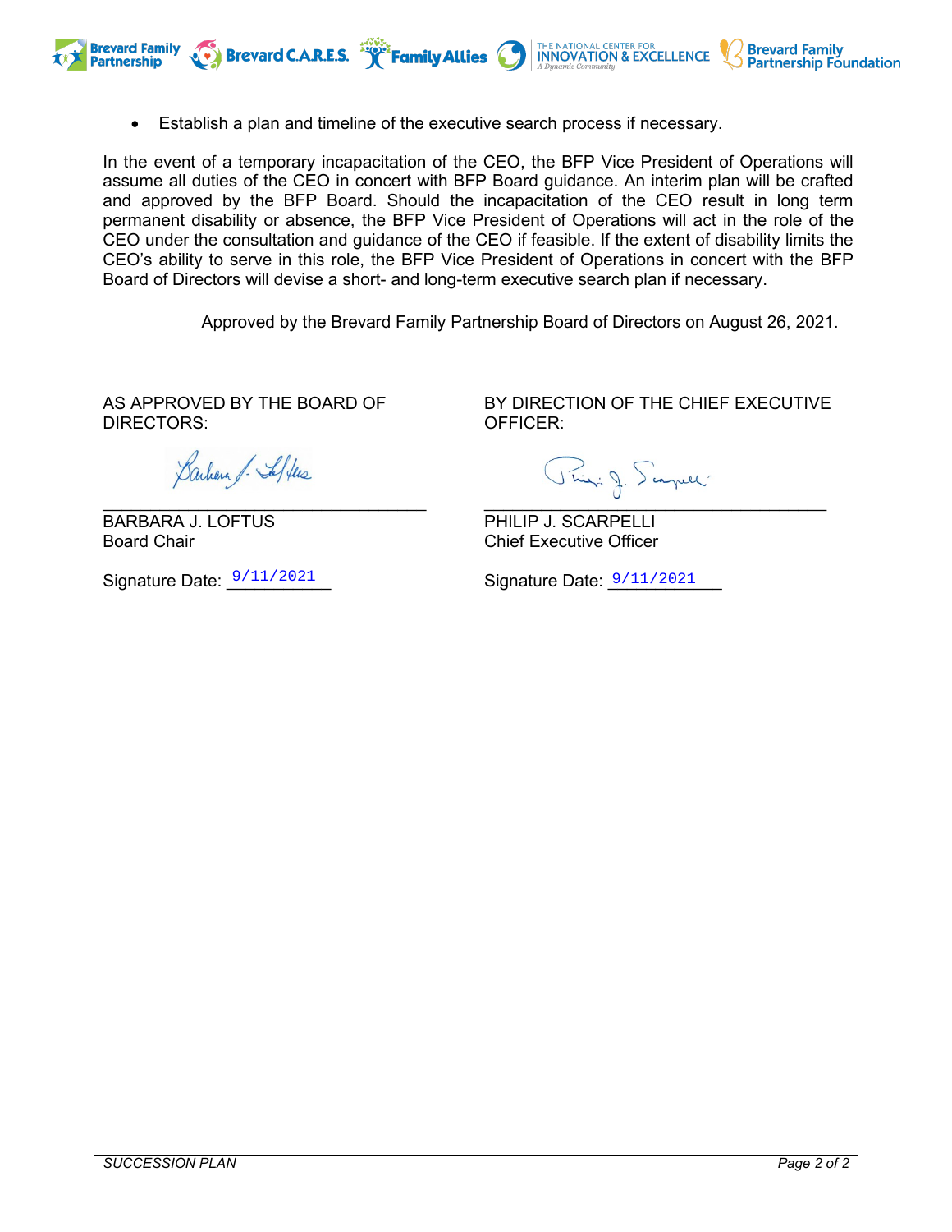- Establish a plan and timeline of the executive search process if necessary.

In the event of a temporary incapacitation of the CEO, the BFP Vice President of Operations will assume all duties of the CEO in concert with BFP Board guidance. An interim plan will be crafted and approved by the BFP Board. Should the incapacitation of the CEO result in long term permanent disability or absence, the BFP Vice President of Operations will act in the role of the CEO under the consultation and guidance of the CEO if feasible. If the extent of disability limits the CEO's ability to serve in this role, the BFP Vice President of Operations in concert with the BFP Board of Directors will devise a short- and long-term executive search plan if necessary.

Approved by the Brevard Family Partnership Board of Directors on August 26, 2021.

AS APPROVED BY THE BOARD OF DIRECTORS:

BARBARA J. LOFTUS
Board Chair

Signature Date: 9/11/2021

BY DIRECTION OF THE CHIEF EXECUTIVE OFFICER:

PHILIP J. SCARPELLI
Chief Executive Officer

Signature Date: 9/11/2021